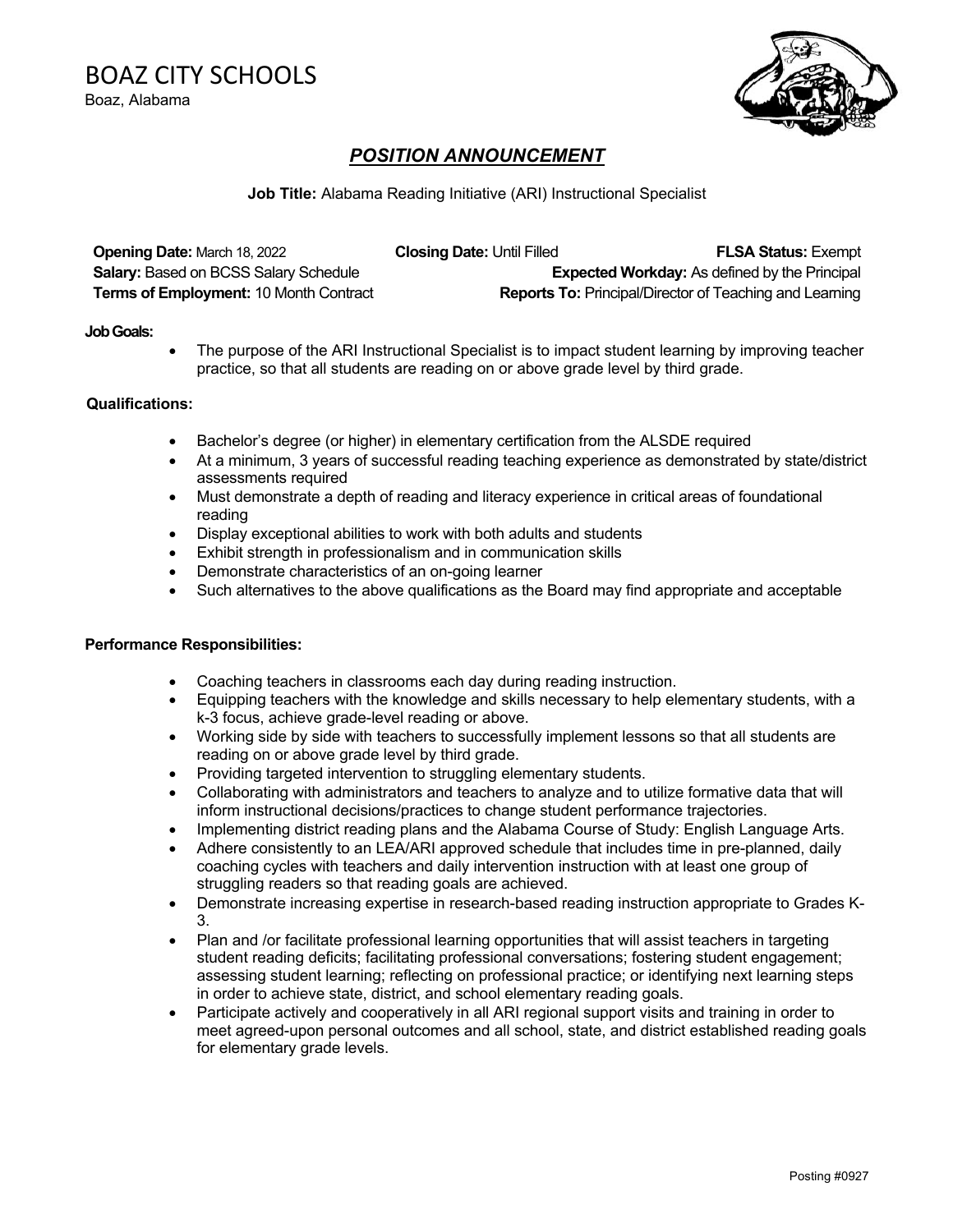# BOAZ CITY SCHOOLS

Boaz, Alabama

## *POSITION ANNOUNCEMENT*

**Job Title:** Alabama Reading Initiative (ARI) Instructional Specialist

**Opening Date:** March 18, 2022
**Closing Date:** Until Filled
**FLSA Status:** Exempt
**Salary:** Based on BCSS Salary Schedule
**Expected Workday:** As defined by the Principal
**Terms of Employment:** 10 Month Contract
**Reports To:** Principal/Director of Teaching and Learning

**Job Goals:**

- The purpose of the ARI Instructional Specialist is to impact student learning by improving teacher practice, so that all students are reading on or above grade level by third grade.

**Qualifications:**

- Bachelor's degree (or higher) in elementary certification from the ALSDE required
- At a minimum, 3 years of successful reading teaching experience as demonstrated by state/district assessments required
- Must demonstrate a depth of reading and literacy experience in critical areas of foundational reading
- Display exceptional abilities to work with both adults and students
- Exhibit strength in professionalism and in communication skills
- Demonstrate characteristics of an on-going learner
- Such alternatives to the above qualifications as the Board may find appropriate and acceptable

**Performance Responsibilities:**

- Coaching teachers in classrooms each day during reading instruction.
- Equipping teachers with the knowledge and skills necessary to help elementary students, with a k-3 focus, achieve grade-level reading or above.
- Working side by side with teachers to successfully implement lessons so that all students are reading on or above grade level by third grade.
- Providing targeted intervention to struggling elementary students.
- Collaborating with administrators and teachers to analyze and to utilize formative data that will inform instructional decisions/practices to change student performance trajectories.
- Implementing district reading plans and the Alabama Course of Study: English Language Arts.
- Adhere consistently to an LEA/ARI approved schedule that includes time in pre-planned, daily coaching cycles with teachers and daily intervention instruction with at least one group of struggling readers so that reading goals are achieved.
- Demonstrate increasing expertise in research-based reading instruction appropriate to Grades K-3.
- Plan and /or facilitate professional learning opportunities that will assist teachers in targeting student reading deficits; facilitating professional conversations; fostering student engagement; assessing student learning; reflecting on professional practice; or identifying next learning steps in order to achieve state, district, and school elementary reading goals.
- Participate actively and cooperatively in all ARI regional support visits and training in order to meet agreed-upon personal outcomes and all school, state, and district established reading goals for elementary grade levels.

Posting #0927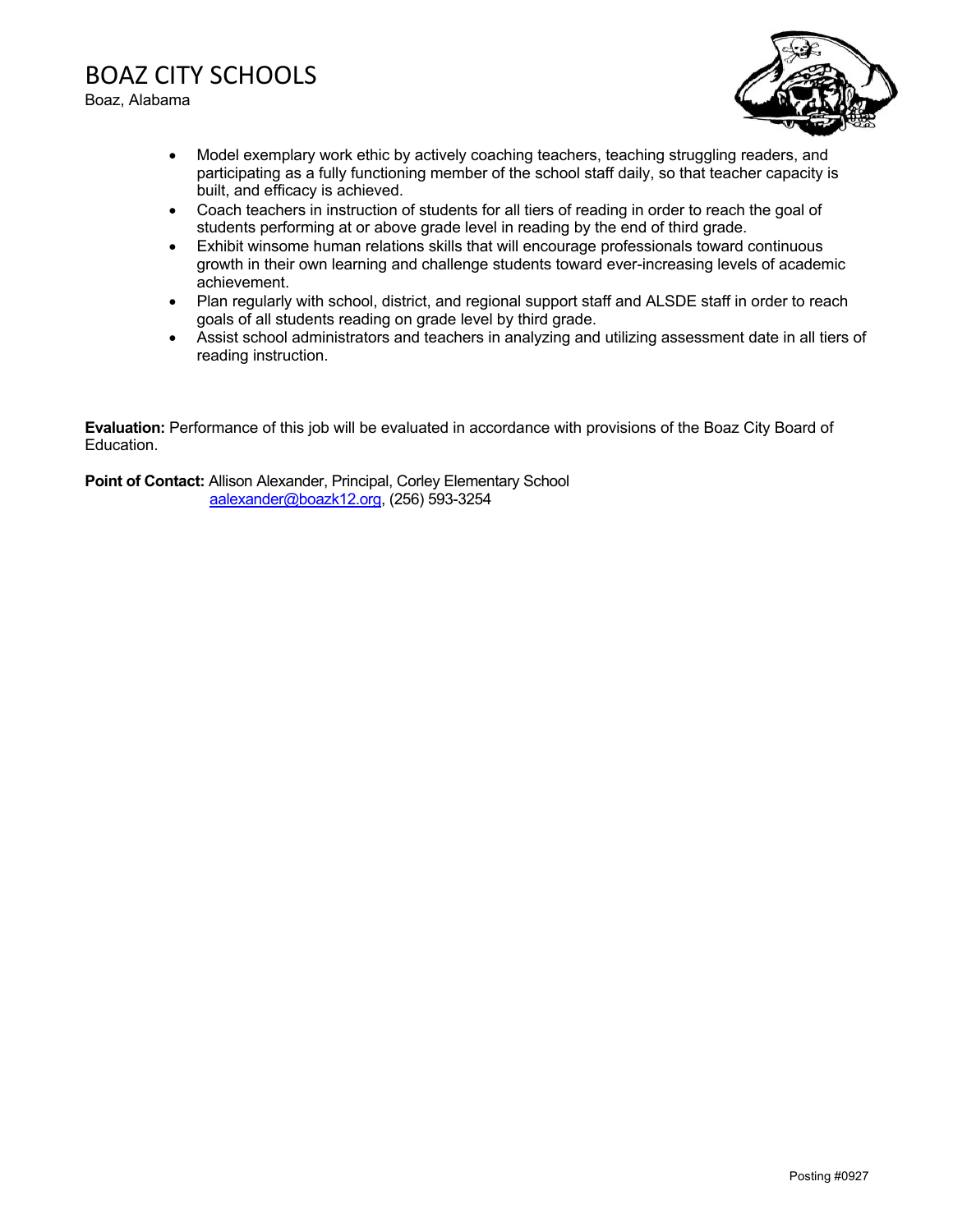- Model exemplary work ethic by actively coaching teachers, teaching struggling readers, and participating as a fully functioning member of the school staff daily, so that teacher capacity is built, and efficacy is achieved.
- Coach teachers in instruction of students for all tiers of reading in order to reach the goal of students performing at or above grade level in reading by the end of third grade.
- Exhibit winsome human relations skills that will encourage professionals toward continuous growth in their own learning and challenge students toward ever-increasing levels of academic achievement.
- Plan regularly with school, district, and regional support staff and ALSDE staff in order to reach goals of all students reading on grade level by third grade.
- Assist school administrators and teachers in analyzing and utilizing assessment date in all tiers of reading instruction.

**Evaluation:** Performance of this job will be evaluated in accordance with provisions of the Boaz City Board of Education.

**Point of Contact:** Allison Alexander, Principal, Corley Elementary School
aalexander@boazk12.org, (256) 593-3254

Posting #0927